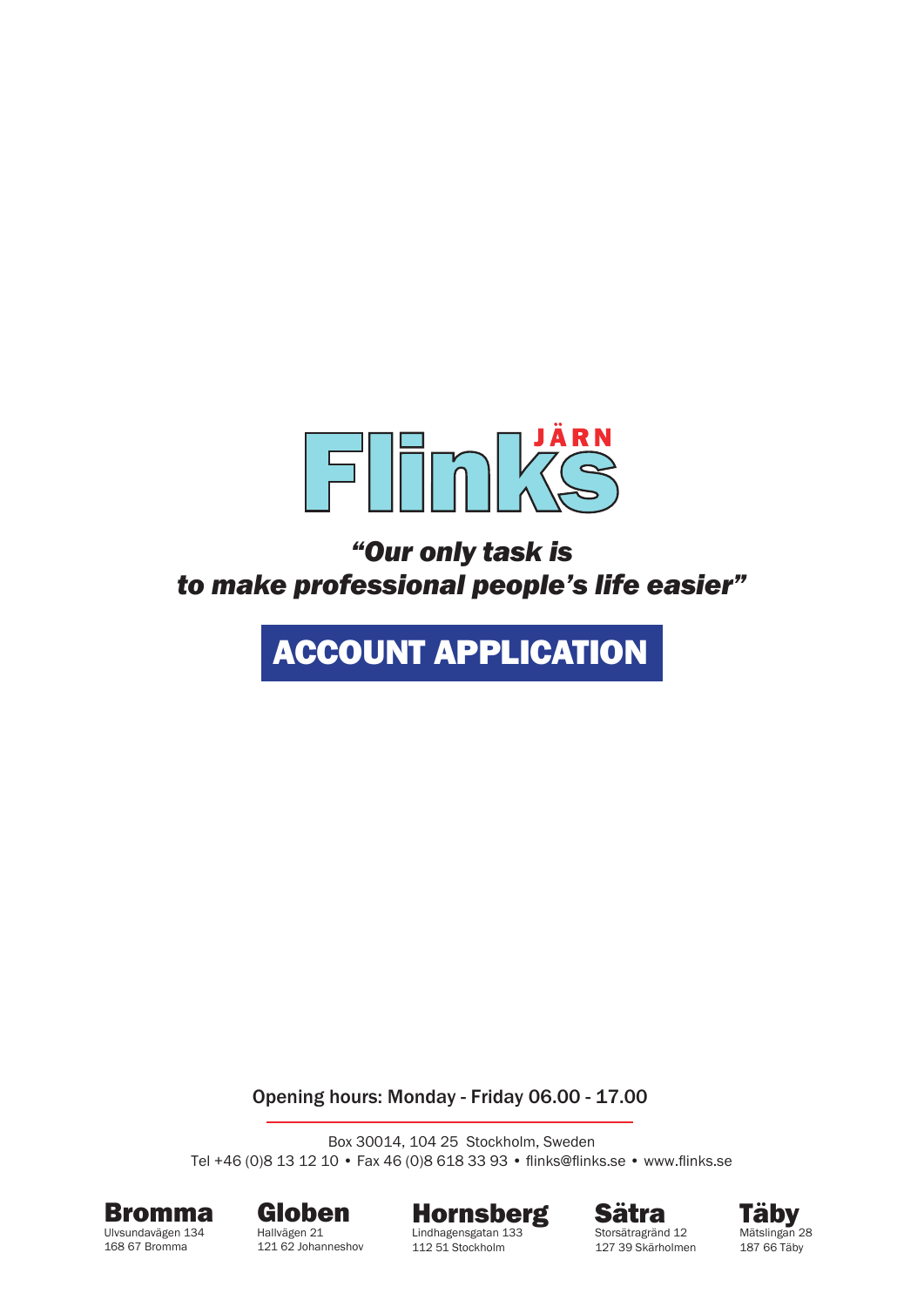# Flinks JÄRN

***"Our only task is***
***to make professional people's life easier"***

## ACCOUNT APPLICATION

Opening hours: Monday - Friday 06.00 - 17.00

Box 30014, 104 25 Stockholm, Sweden
Tel +46 (0)8 13 12 10 • Fax 46 (0)8 618 33 93 • flinks@flinks.se • www.flinks.se

**Bromma**
Ulvsundavägen 134
168 67 Bromma

**Globen**
Hallvägen 21
121 62 Johanneshov

**Hornsberg**
Lindhagensgatan 133
112 51 Stockholm

**Sätra**
Storsätragränd 12
127 39 Skärholmen

**Täby**
Mätslingan 28
187 66 Täby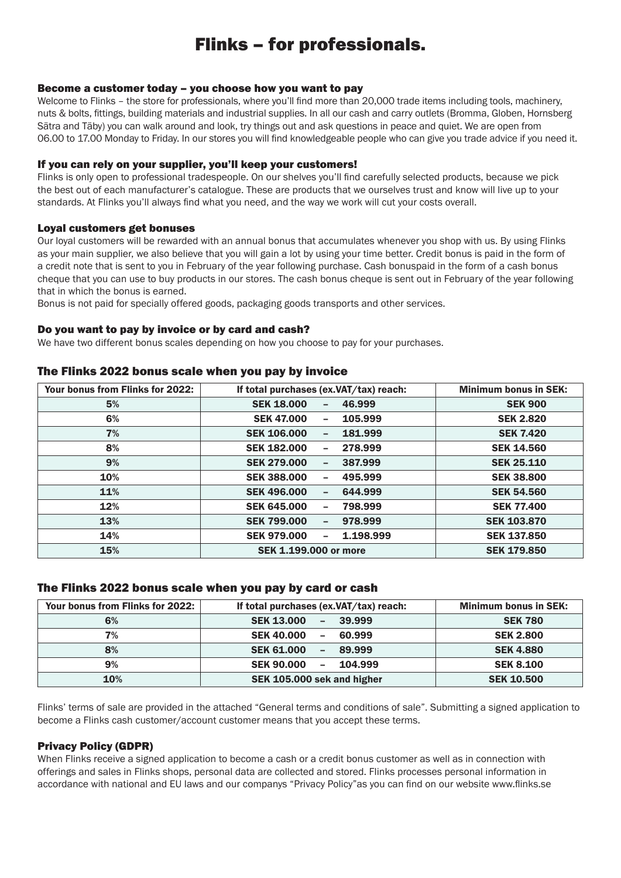# Flinks – for professionals.

## Become a customer today – you choose how you want to pay

Welcome to Flinks – the store for professionals, where you'll find more than 20,000 trade items including tools, machinery, nuts & bolts, fittings, building materials and industrial supplies. In all our cash and carry outlets (Bromma, Globen, Hornsberg Sätra and Täby) you can walk around and look, try things out and ask questions in peace and quiet. We are open from 06.00 to 17.00 Monday to Friday. In our stores you will find knowledgeable people who can give you trade advice if you need it.

## If you can rely on your supplier, you'll keep your customers!

Flinks is only open to professional tradespeople. On our shelves you'll find carefully selected products, because we pick the best out of each manufacturer's catalogue. These are products that we ourselves trust and know will live up to your standards. At Flinks you'll always find what you need, and the way we work will cut your costs overall.

## Loyal customers get bonuses

Our loyal customers will be rewarded with an annual bonus that accumulates whenever you shop with us. By using Flinks as your main supplier, we also believe that you will gain a lot by using your time better. Credit bonus is paid in the form of a credit note that is sent to you in February of the year following purchase. Cash bonuspaid in the form of a cash bonus cheque that you can use to buy products in our stores. The cash bonus cheque is sent out in February of the year following that in which the bonus is earned.

Bonus is not paid for specially offered goods, packaging goods transports and other services.

## Do you want to pay by invoice or by card and cash?

We have two different bonus scales depending on how you choose to pay for your purchases.

## The Flinks 2022 bonus scale when you pay by invoice

| Your bonus from Flinks for 2022: | If total purchases (ex.VAT/tax) reach: | Minimum bonus in SEK: |
|---|---|---|
| 5% | SEK 18.000 – 46.999 | SEK 900 |
| 6% | SEK 47.000 – 105.999 | SEK 2.820 |
| 7% | SEK 106.000 – 181.999 | SEK 7.420 |
| 8% | SEK 182.000 – 278.999 | SEK 14.560 |
| 9% | SEK 279.000 – 387.999 | SEK 25.110 |
| 10% | SEK 388.000 – 495.999 | SEK 38.800 |
| 11% | SEK 496.000 – 644.999 | SEK 54.560 |
| 12% | SEK 645.000 – 798.999 | SEK 77.400 |
| 13% | SEK 799.000 – 978.999 | SEK 103.870 |
| 14% | SEK 979.000 – 1.198.999 | SEK 137.850 |
| 15% | SEK 1.199.000 or more | SEK 179.850 |

## The Flinks 2022 bonus scale when you pay by card or cash

| Your bonus from Flinks for 2022: | If total purchases (ex.VAT/tax) reach: | Minimum bonus in SEK: |
|---|---|---|
| 6% | SEK 13.000 – 39.999 | SEK 780 |
| 7% | SEK 40.000 – 60.999 | SEK 2.800 |
| 8% | SEK 61.000 – 89.999 | SEK 4.880 |
| 9% | SEK 90.000 – 104.999 | SEK 8.100 |
| 10% | SEK 105.000 sek and higher | SEK 10.500 |

Flinks' terms of sale are provided in the attached "General terms and conditions of sale". Submitting a signed application to become a Flinks cash customer/account customer means that you accept these terms.

## Privacy Policy (GDPR)

When Flinks receive a signed application to become a cash or a credit bonus customer as well as in connection with offerings and sales in Flinks shops, personal data are collected and stored. Flinks processes personal information in accordance with national and EU laws and our companys "Privacy Policy"as you can find on our website www.flinks.se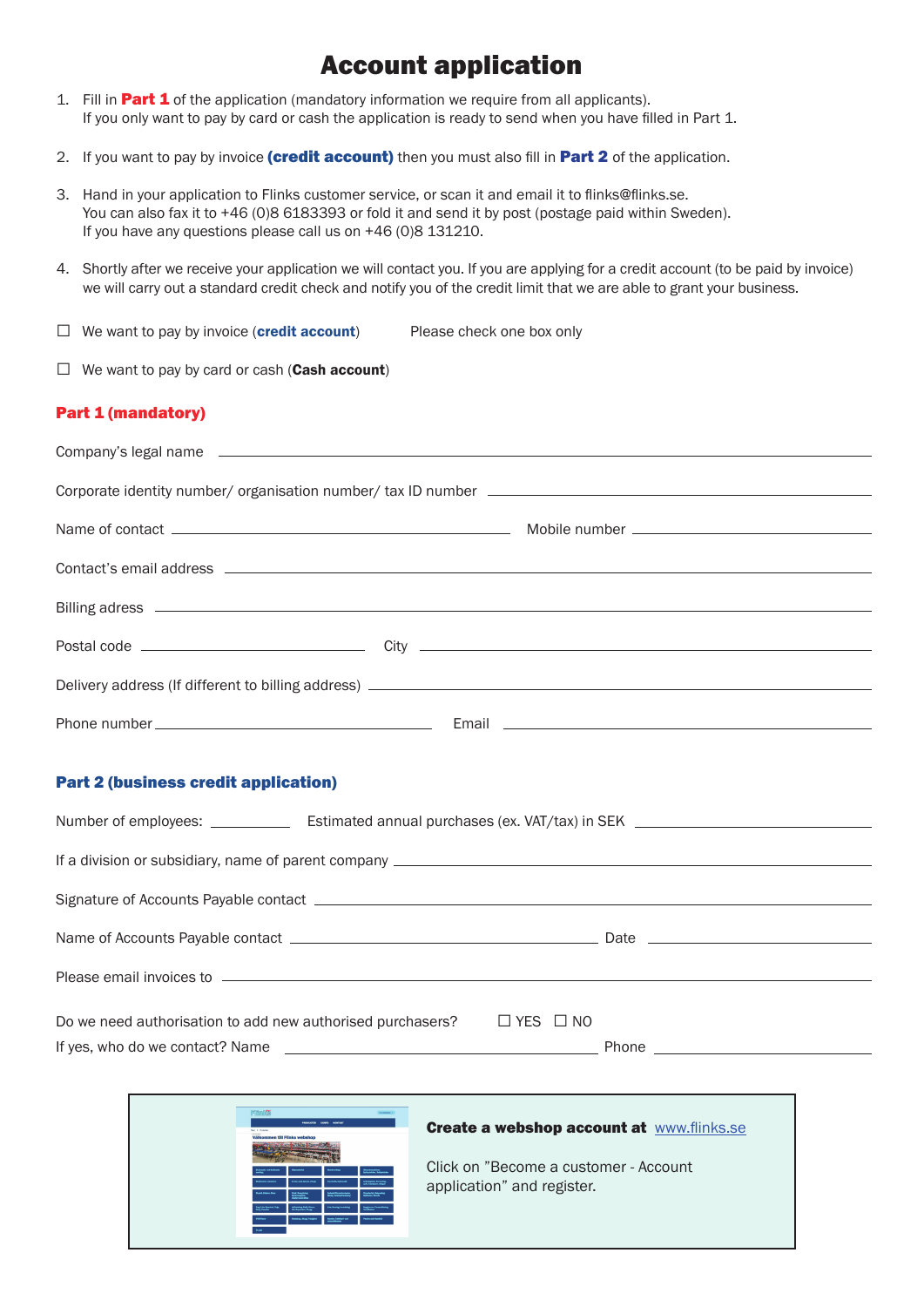# Account application

1. Fill in **Part 1** of the application (mandatory information we require from all applicants).
   If you only want to pay by card or cash the application is ready to send when you have filled in Part 1.

2. If you want to pay by invoice **(credit account)** then you must also fill in **Part 2** of the application.

3. Hand in your application to Flinks customer service, or scan it and email it to flinks@flinks.se.
   You can also fax it to +46 (0)8 6183393 or fold it and send it by post (postage paid within Sweden).
   If you have any questions please call us on +46 (0)8 131210.

4. Shortly after we receive your application we will contact you. If you are applying for a credit account (to be paid by invoice) we will carry out a standard credit check and notify you of the credit limit that we are able to grant your business.

☐ We want to pay by invoice (**credit account**) Please check one box only

☐ We want to pay by card or cash (**Cash account**)

## Part 1 (mandatory)

Company's legal name ______________________________

Corporate identity number/ organisation number/ tax ID number ______________________________

Name of contact ______________________________ Mobile number ______________________________

Contact's email address ______________________________

Billing adress ______________________________

Postal code ______________________________ City ______________________________

Delivery address (If different to billing address) ______________________________

Phone number ______________________________ Email ______________________________

## Part 2 (business credit application)

Number of employees: __________ Estimated annual purchases (ex. VAT/tax) in SEK ______________________________

If a division or subsidiary, name of parent company ______________________________

Signature of Accounts Payable contact ______________________________

Name of Accounts Payable contact ______________________________ Date ______________________________

Please email invoices to ______________________________

Do we need authorisation to add new authorised purchasers? ☐ YES ☐ NO

If yes, who do we contact? Name ______________________________ Phone ______________________________

**Create a webshop account at** www.flinks.se

Click on "Become a customer - Account application" and register.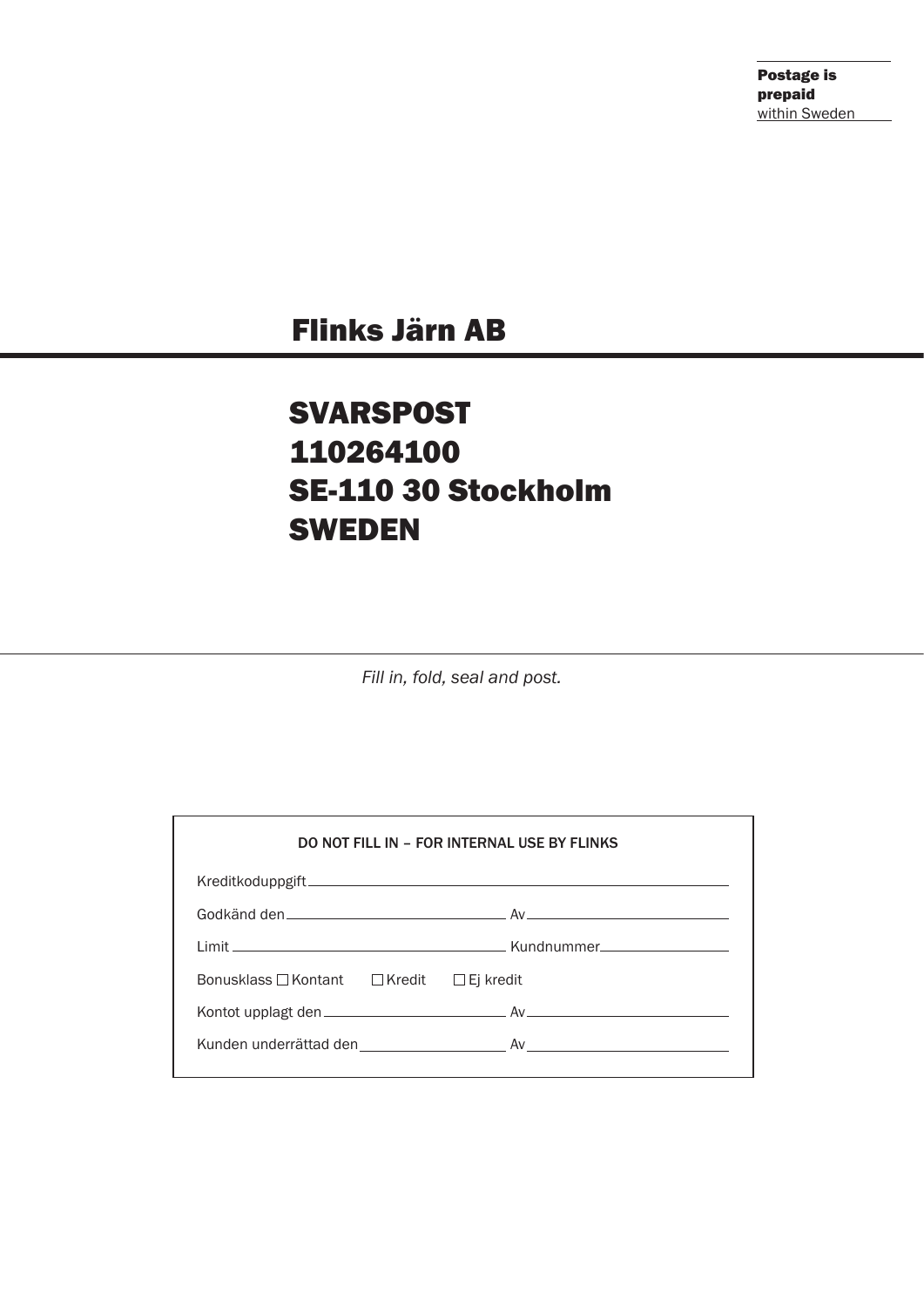**Postage is prepaid**
within Sweden

## Flinks Järn AB

## SVARSPOST
## 110264100
## SE-110 30 Stockholm
## SWEDEN

*Fill in, fold, seal and post.*

DO NOT FILL IN – FOR INTERNAL USE BY FLINKS

Kreditkoduppgift ____________________

Godkänd den ____________________ Av ____________________

Limit ____________________ Kundnummer ____________________

Bonusklass ☐ Kontant ☐ Kredit ☐ Ej kredit

Kontot upplagt den ____________________ Av ____________________

Kunden underrättad den ____________________ Av ____________________